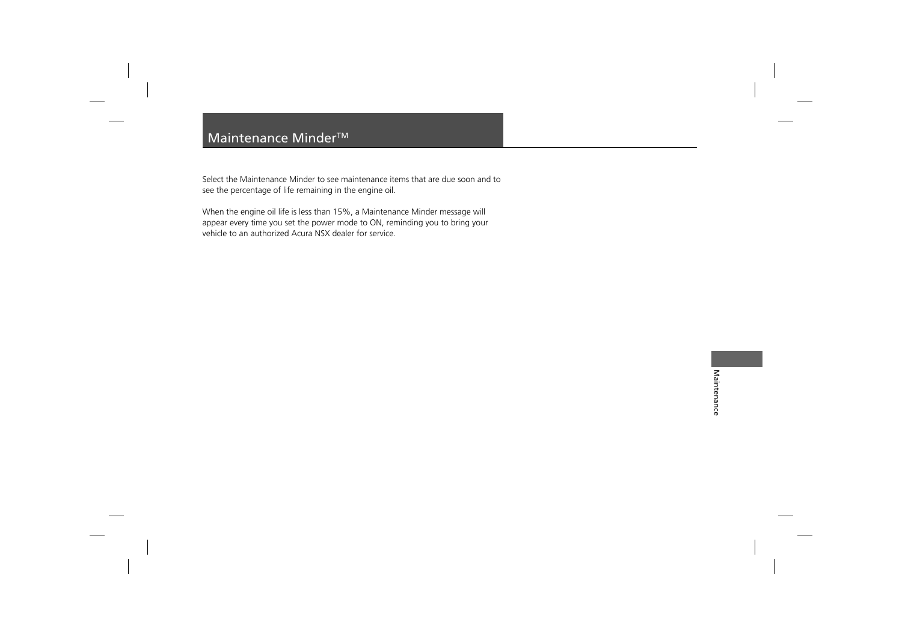# Maintenance Minder™

Select the Maintenance Minder to see maintenance items that are due soon and to see the percentage of life remaining in the engine oil.

When the engine oil life is less than 15%, a Maintenance Minder message will appear every time you set the power mode to ON, reminding you to bring your vehicle to an authorized Acura NSX dealer for service.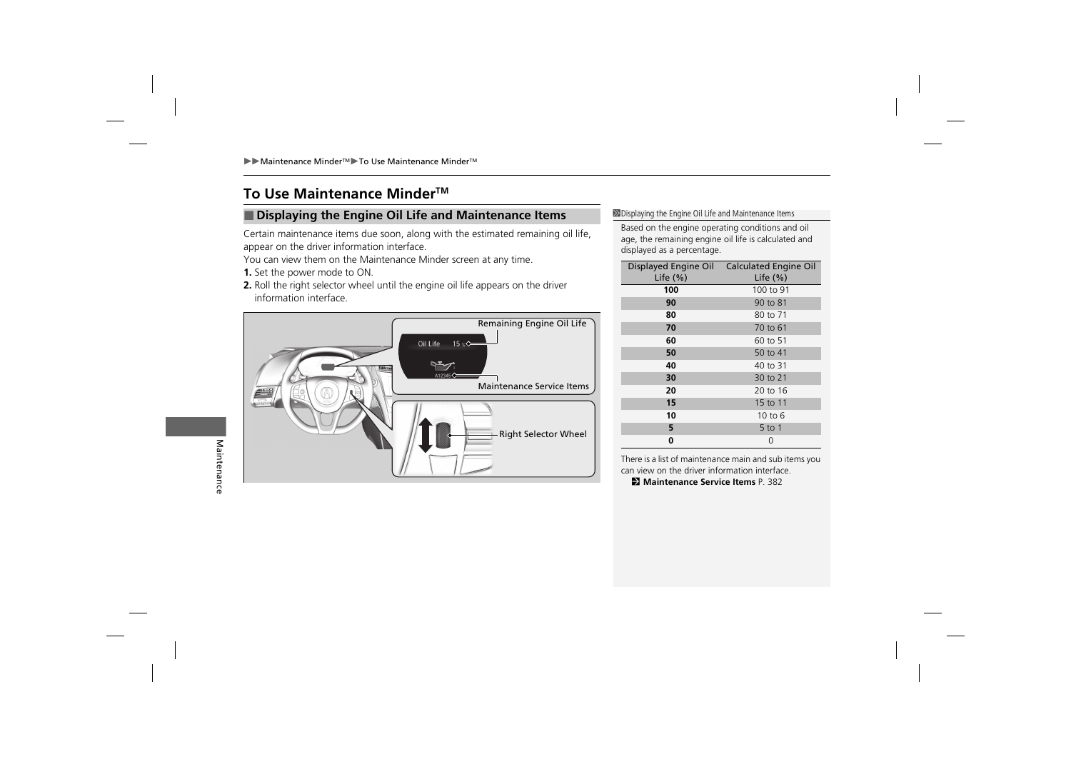## To Use Maintenance Minder™

### Displaying the Engine Oil Life and Maintenance Items

Certain maintenance items due soon, along with the estimated remaining oil life, appear on the driver information interface.

You can view them on the Maintenance Minder screen at any time.

1. Set the power mode to ON.
2. Roll the right selector wheel until the engine oil life appears on the driver information interface.

Remaining Engine Oil Life

Maintenance Service Items

Right Selector Wheel

Displaying the Engine Oil Life and Maintenance Items

Based on the engine operating conditions and oil age, the remaining engine oil life is calculated and displayed as a percentage.

| Displayed Engine Oil Life (%) | Calculated Engine Oil Life (%) |
|---|---|
| **100** | 100 to 91 |
| **90** | 90 to 81 |
| **80** | 80 to 71 |
| **70** | 70 to 61 |
| **60** | 60 to 51 |
| **50** | 50 to 41 |
| **40** | 40 to 31 |
| **30** | 30 to 21 |
| **20** | 20 to 16 |
| **15** | 15 to 11 |
| **10** | 10 to 6 |
| **5** | 5 to 1 |
| **0** | 0 |

There is a list of maintenance main and sub items you can view on the driver information interface.

**Maintenance Service Items** P. 382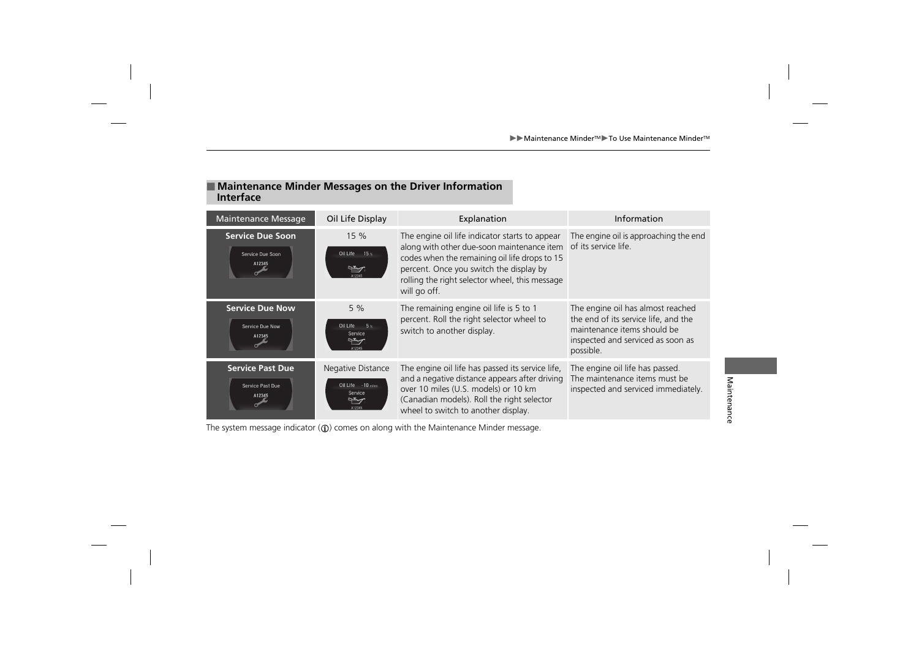## Maintenance Minder Messages on the Driver Information Interface

| Maintenance Message | Oil Life Display | Explanation | Information |
|---|---|---|---|
| **Service Due Soon** | 15 % | The engine oil life indicator starts to appear along with other due-soon maintenance item codes when the remaining oil life drops to 15 percent. Once you switch the display by rolling the right selector wheel, this message will go off. | The engine oil is approaching the end of its service life. |
| **Service Due Now** | 5 % | The remaining engine oil life is 5 to 1 percent. Roll the right selector wheel to switch to another display. | The engine oil has almost reached the end of its service life, and the maintenance items should be inspected and serviced as soon as possible. |
| **Service Past Due** | Negative Distance | The engine oil life has passed its service life, and a negative distance appears after driving over 10 miles (U.S. models) or 10 km (Canadian models). Roll the right selector wheel to switch to another display. | The engine oil life has passed. The maintenance items must be inspected and serviced immediately. |

The system message indicator (ⓘ) comes on along with the Maintenance Minder message.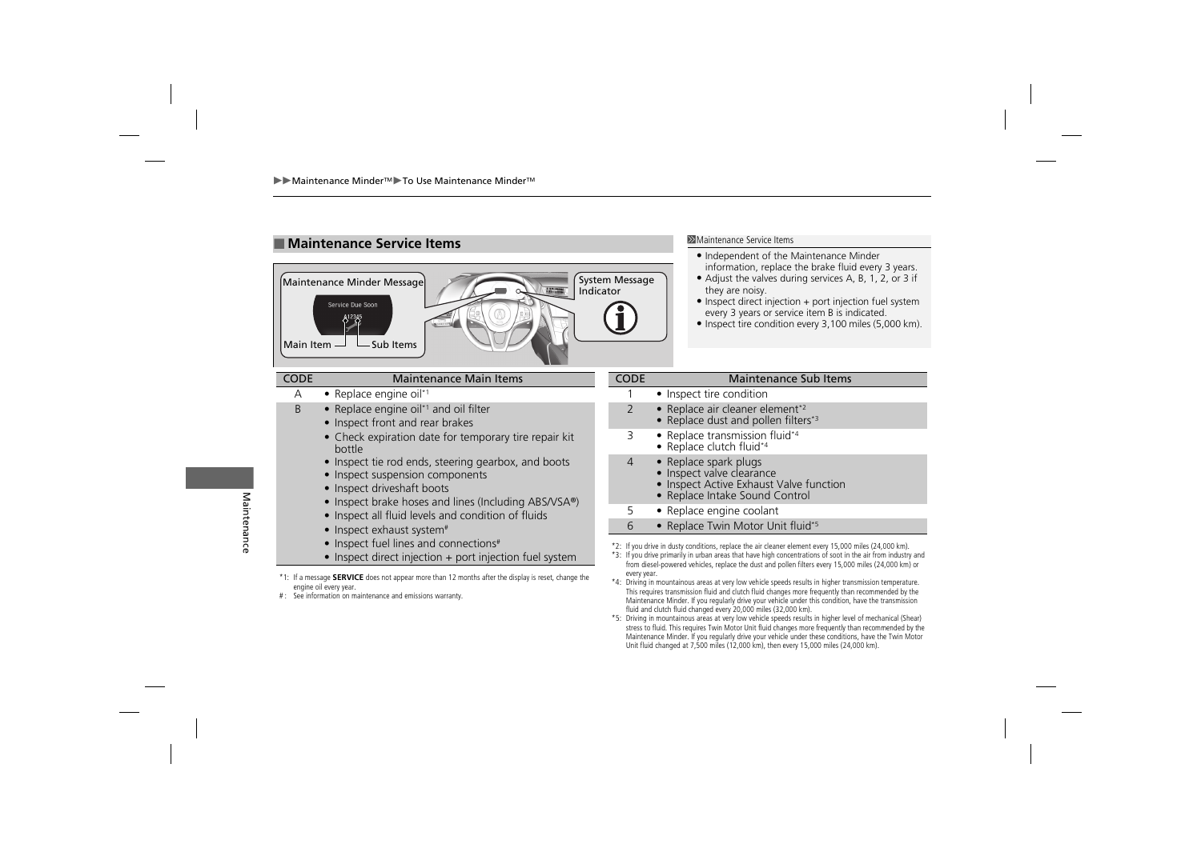## Maintenance Service Items

Maintenance Minder Message

Service Due Soon

A12345

Main Item — Sub Items

System Message Indicator

| CODE | Maintenance Main Items |
|---|---|
| A | • Replace engine oil*1 |
| B | • Replace engine oil*1 and oil filter<br>• Inspect front and rear brakes<br>• Check expiration date for temporary tire repair kit bottle<br>• Inspect tie rod ends, steering gearbox, and boots<br>• Inspect suspension components<br>• Inspect driveshaft boots<br>• Inspect brake hoses and lines (Including ABS/VSA®)<br>• Inspect all fluid levels and condition of fluids<br>• Inspect exhaust system#<br>• Inspect fuel lines and connections#<br>• Inspect direct injection + port injection fuel system |

*1: If a message **SERVICE** does not appear more than 12 months after the display is reset, change the engine oil every year.

#: See information on maintenance and emissions warranty.

| CODE | Maintenance Sub Items |
|---|---|
| 1 | • Inspect tire condition |
| 2 | • Replace air cleaner element*2<br>• Replace dust and pollen filters*3 |
| 3 | • Replace transmission fluid*4<br>• Replace clutch fluid*4 |
| 4 | • Replace spark plugs<br>• Inspect valve clearance<br>• Inspect Active Exhaust Valve function<br>• Replace Intake Sound Control |
| 5 | • Replace engine coolant |
| 6 | • Replace Twin Motor Unit fluid*5 |

*2: If you drive in dusty conditions, replace the air cleaner element every 15,000 miles (24,000 km).

*3: If you drive primarily in urban areas that have high concentrations of soot in the air from industry and from diesel-powered vehicles, replace the dust and pollen filters every 15,000 miles (24,000 km) or every year.

*4: Driving in mountainous areas at very low vehicle speeds results in higher transmission temperature. This requires transmission fluid and clutch fluid changes more frequently than recommended by the Maintenance Minder. If you regularly drive your vehicle under this condition, have the transmission fluid and clutch fluid changed every 20,000 miles (32,000 km).

*5: Driving in mountainous areas at very low vehicle speeds results in higher level of mechanical (Shear) stress to fluid. This requires Twin Motor Unit fluid changes more frequently than recommended by the Maintenance Minder. If you regularly drive your vehicle under these conditions, have the Twin Motor Unit fluid changed at 7,500 miles (12,000 km), then every 15,000 miles (24,000 km).

**Maintenance Service Items**

- Independent of the Maintenance Minder information, replace the brake fluid every 3 years.
- Adjust the valves during services A, B, 1, 2, or 3 if they are noisy.
- Inspect direct injection + port injection fuel system every 3 years or service item B is indicated.
- Inspect tire condition every 3,100 miles (5,000 km).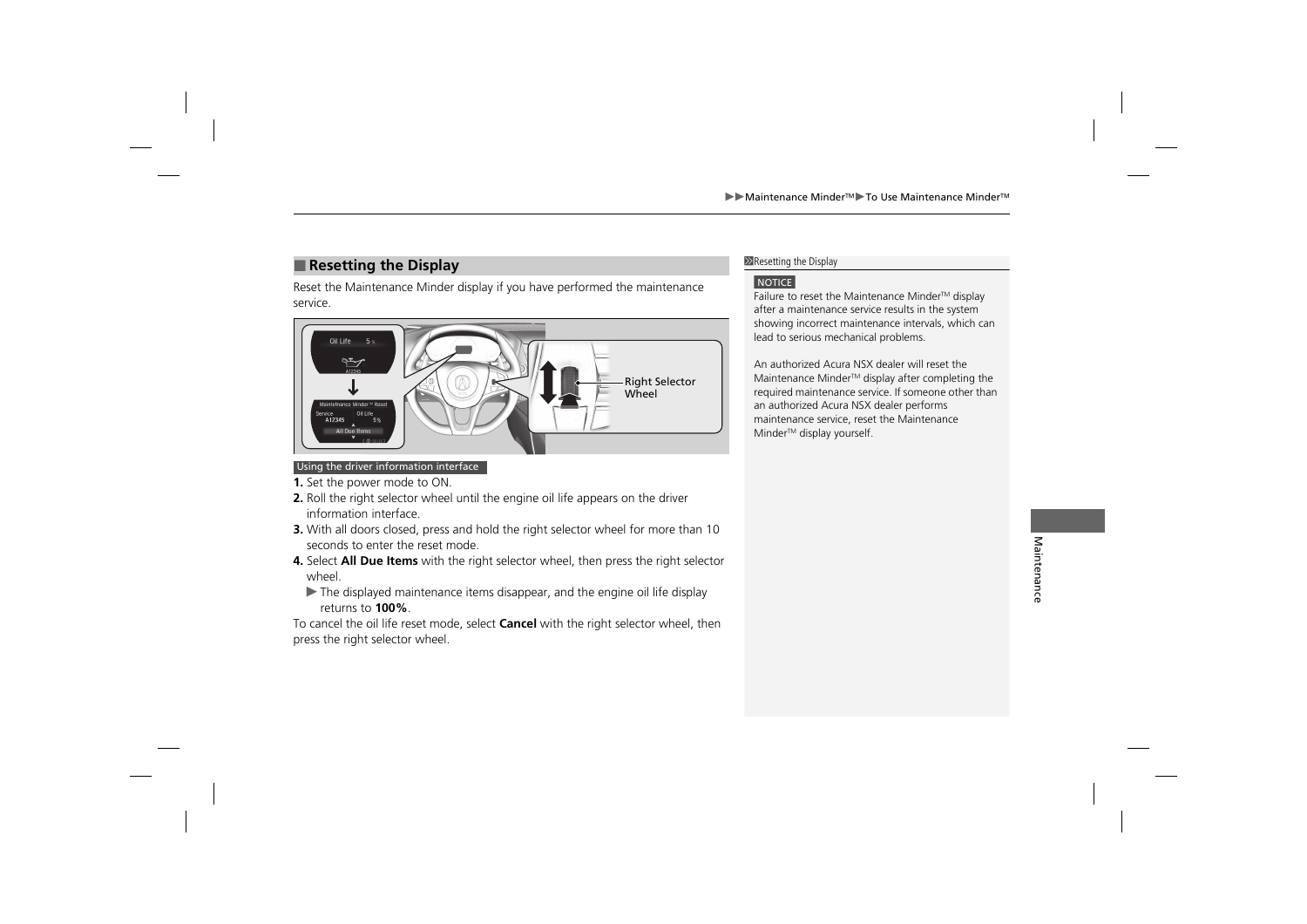## Resetting the Display

Reset the Maintenance Minder display if you have performed the maintenance service.

Right Selector Wheel

Using the driver information interface

1. Set the power mode to ON.
2. Roll the right selector wheel until the engine oil life appears on the driver information interface.
3. With all doors closed, press and hold the right selector wheel for more than 10 seconds to enter the reset mode.
4. Select **All Due Items** with the right selector wheel, then press the right selector wheel.
   ▶ The displayed maintenance items disappear, and the engine oil life display returns to **100%**.

To cancel the oil life reset mode, select **Cancel** with the right selector wheel, then press the right selector wheel.

**Resetting the Display**

NOTICE

Failure to reset the Maintenance Minder™ display after a maintenance service results in the system showing incorrect maintenance intervals, which can lead to serious mechanical problems.

An authorized Acura NSX dealer will reset the Maintenance Minder™ display after completing the required maintenance service. If someone other than an authorized Acura NSX dealer performs maintenance service, reset the Maintenance Minder™ display yourself.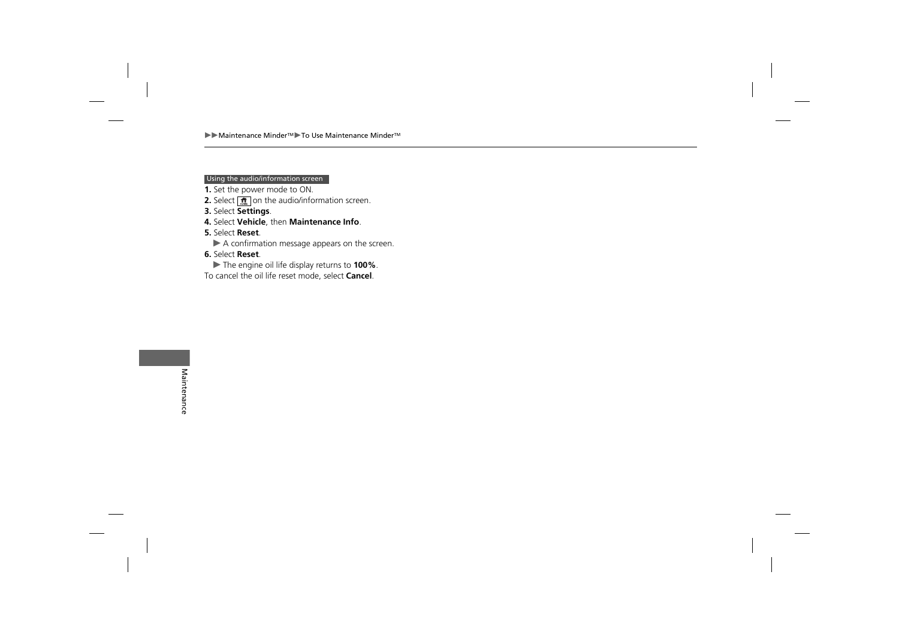Using the audio/information screen

1. Set the power mode to ON.
2. Select  on the audio/information screen.
3. Select **Settings**.
4. Select **Vehicle**, then **Maintenance Info**.
5. Select **Reset**.
   - ▶ A confirmation message appears on the screen.
6. Select **Reset**.
   - ▶ The engine oil life display returns to **100%**.

To cancel the oil life reset mode, select **Cancel**.